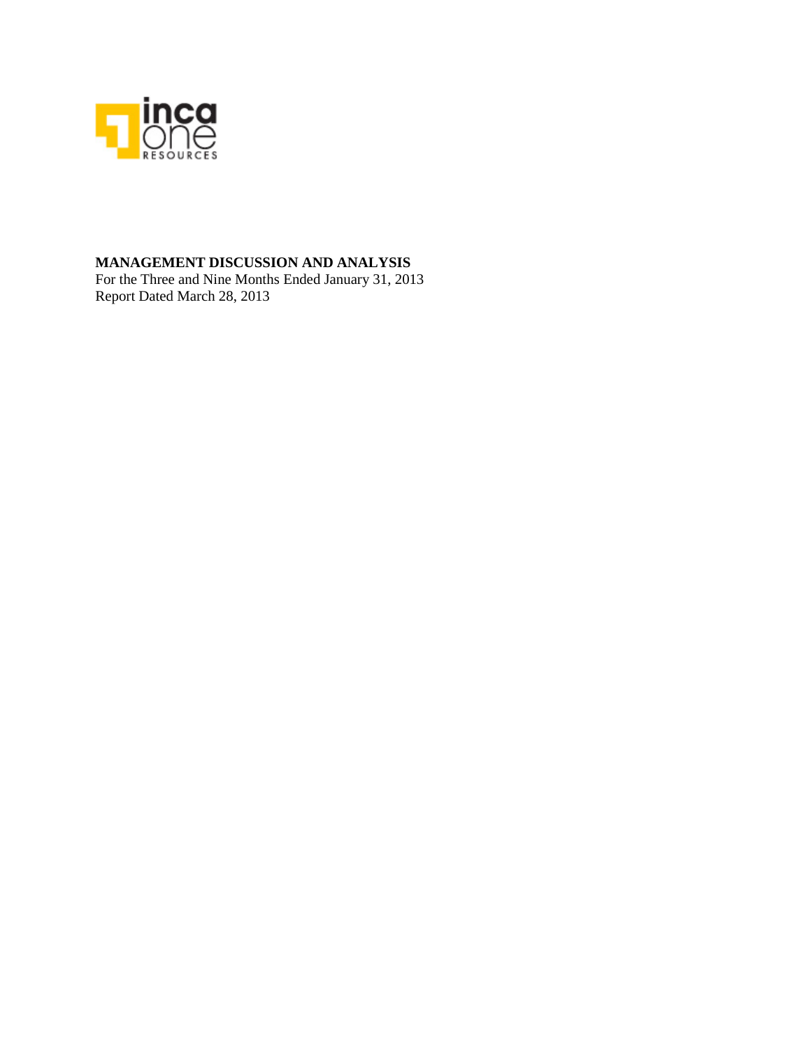**MANAGEMENT DISCUSSION AND ANALYSIS**

For the Three and Nine Months Ended January 31, 2013

Report Dated March 28, 2013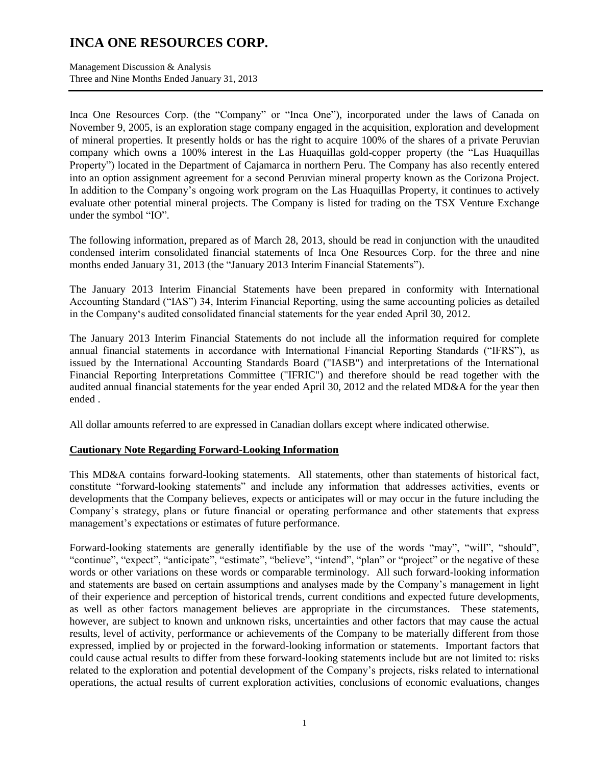Inca One Resources Corp. (the "Company" or "Inca One"), incorporated under the laws of Canada on November 9, 2005, is an exploration stage company engaged in the acquisition, exploration and development of mineral properties. It presently holds or has the right to acquire 100% of the shares of a private Peruvian company which owns a 100% interest in the Las Huaquillas gold-copper property (the "Las Huaquillas Property") located in the Department of Cajamarca in northern Peru. The Company has also recently entered into an option assignment agreement for a second Peruvian mineral property known as the Corizona Project. In addition to the Company's ongoing work program on the Las Huaquillas Property, it continues to actively evaluate other potential mineral projects. The Company is listed for trading on the TSX Venture Exchange under the symbol "IO".

The following information, prepared as of March 28, 2013, should be read in conjunction with the unaudited condensed interim consolidated financial statements of Inca One Resources Corp. for the three and nine months ended January 31, 2013 (the "January 2013 Interim Financial Statements").

The January 2013 Interim Financial Statements have been prepared in conformity with International Accounting Standard ("IAS") 34, Interim Financial Reporting, using the same accounting policies as detailed in the Company's audited consolidated financial statements for the year ended April 30, 2012.

The January 2013 Interim Financial Statements do not include all the information required for complete annual financial statements in accordance with International Financial Reporting Standards ("IFRS"), as issued by the International Accounting Standards Board ("IASB") and interpretations of the International Financial Reporting Interpretations Committee ("IFRIC") and therefore should be read together with the audited annual financial statements for the year ended April 30, 2012 and the related MD&A for the year then ended .

All dollar amounts referred to are expressed in Canadian dollars except where indicated otherwise.

## Cautionary Note Regarding Forward-Looking Information

This MD&A contains forward-looking statements. All statements, other than statements of historical fact, constitute "forward-looking statements" and include any information that addresses activities, events or developments that the Company believes, expects or anticipates will or may occur in the future including the Company's strategy, plans or future financial or operating performance and other statements that express management's expectations or estimates of future performance.

Forward-looking statements are generally identifiable by the use of the words "may", "will", "should", "continue", "expect", "anticipate", "estimate", "believe", "intend", "plan" or "project" or the negative of these words or other variations on these words or comparable terminology. All such forward-looking information and statements are based on certain assumptions and analyses made by the Company's management in light of their experience and perception of historical trends, current conditions and expected future developments, as well as other factors management believes are appropriate in the circumstances. These statements, however, are subject to known and unknown risks, uncertainties and other factors that may cause the actual results, level of activity, performance or achievements of the Company to be materially different from those expressed, implied by or projected in the forward-looking information or statements. Important factors that could cause actual results to differ from these forward-looking statements include but are not limited to: risks related to the exploration and potential development of the Company's projects, risks related to international operations, the actual results of current exploration activities, conclusions of economic evaluations, changes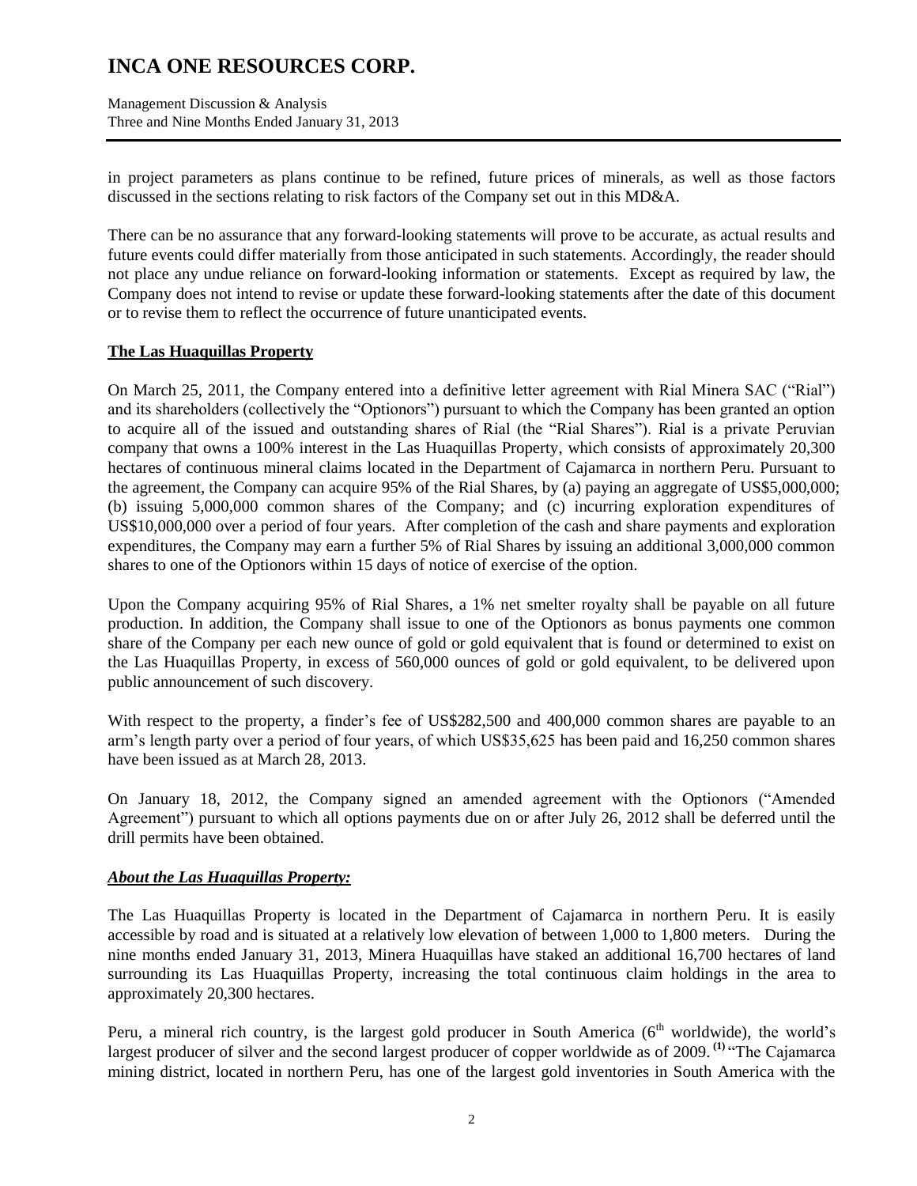in project parameters as plans continue to be refined, future prices of minerals, as well as those factors discussed in the sections relating to risk factors of the Company set out in this MD&A.

There can be no assurance that any forward-looking statements will prove to be accurate, as actual results and future events could differ materially from those anticipated in such statements. Accordingly, the reader should not place any undue reliance on forward-looking information or statements. Except as required by law, the Company does not intend to revise or update these forward-looking statements after the date of this document or to revise them to reflect the occurrence of future unanticipated events.

## **The Las Huaquillas Property**

On March 25, 2011, the Company entered into a definitive letter agreement with Rial Minera SAC ("Rial") and its shareholders (collectively the "Optionors") pursuant to which the Company has been granted an option to acquire all of the issued and outstanding shares of Rial (the "Rial Shares"). Rial is a private Peruvian company that owns a 100% interest in the Las Huaquillas Property, which consists of approximately 20,300 hectares of continuous mineral claims located in the Department of Cajamarca in northern Peru. Pursuant to the agreement, the Company can acquire 95% of the Rial Shares, by (a) paying an aggregate of US$5,000,000; (b) issuing 5,000,000 common shares of the Company; and (c) incurring exploration expenditures of US$10,000,000 over a period of four years. After completion of the cash and share payments and exploration expenditures, the Company may earn a further 5% of Rial Shares by issuing an additional 3,000,000 common shares to one of the Optionors within 15 days of notice of exercise of the option.

Upon the Company acquiring 95% of Rial Shares, a 1% net smelter royalty shall be payable on all future production. In addition, the Company shall issue to one of the Optionors as bonus payments one common share of the Company per each new ounce of gold or gold equivalent that is found or determined to exist on the Las Huaquillas Property, in excess of 560,000 ounces of gold or gold equivalent, to be delivered upon public announcement of such discovery.

With respect to the property, a finder's fee of US$282,500 and 400,000 common shares are payable to an arm's length party over a period of four years, of which US$35,625 has been paid and 16,250 common shares have been issued as at March 28, 2013.

On January 18, 2012, the Company signed an amended agreement with the Optionors ("Amended Agreement") pursuant to which all options payments due on or after July 26, 2012 shall be deferred until the drill permits have been obtained.

### ***About the Las Huaquillas Property:***

The Las Huaquillas Property is located in the Department of Cajamarca in northern Peru. It is easily accessible by road and is situated at a relatively low elevation of between 1,000 to 1,800 meters. During the nine months ended January 31, 2013, Minera Huaquillas have staked an additional 16,700 hectares of land surrounding its Las Huaquillas Property, increasing the total continuous claim holdings in the area to approximately 20,300 hectares.

Peru, a mineral rich country, is the largest gold producer in South America (6th worldwide), the world's largest producer of silver and the second largest producer of copper worldwide as of 2009. [(1)] "The Cajamarca mining district, located in northern Peru, has one of the largest gold inventories in South America with the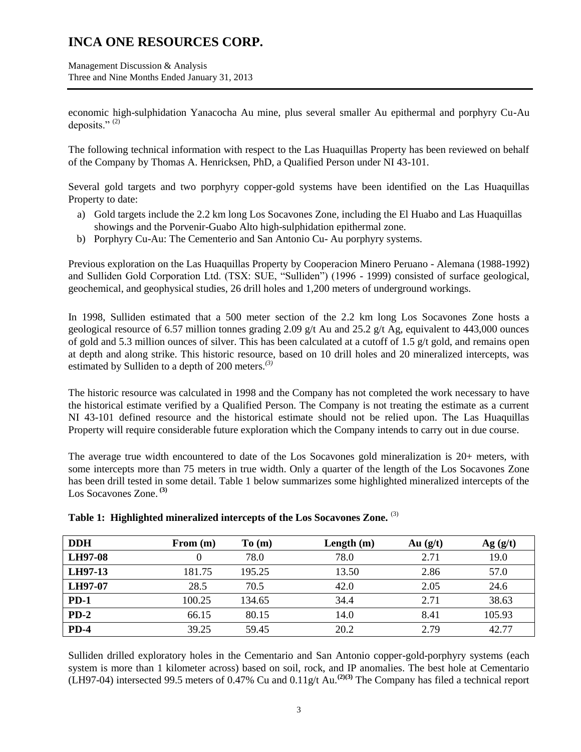economic high-sulphidation Yanacocha Au mine, plus several smaller Au epithermal and porphyry Cu-Au deposits." [(2)]

The following technical information with respect to the Las Huaquillas Property has been reviewed on behalf of the Company by Thomas A. Henricksen, PhD, a Qualified Person under NI 43-101.

Several gold targets and two porphyry copper-gold systems have been identified on the Las Huaquillas Property to date:

a) Gold targets include the 2.2 km long Los Socavones Zone, including the El Huabo and Las Huaquillas showings and the Porvenir-Guabo Alto high-sulphidation epithermal zone.
b) Porphyry Cu-Au: The Cementerio and San Antonio Cu- Au porphyry systems.

Previous exploration on the Las Huaquillas Property by Cooperacion Minero Peruano - Alemana (1988-1992) and Sulliden Gold Corporation Ltd. (TSX: SUE, "Sulliden") (1996 - 1999) consisted of surface geological, geochemical, and geophysical studies, 26 drill holes and 1,200 meters of underground workings.

In 1998, Sulliden estimated that a 500 meter section of the 2.2 km long Los Socavones Zone hosts a geological resource of 6.57 million tonnes grading 2.09 g/t Au and 25.2 g/t Ag, equivalent to 443,000 ounces of gold and 5.3 million ounces of silver. This has been calculated at a cutoff of 1.5 g/t gold, and remains open at depth and along strike. This historic resource, based on 10 drill holes and 20 mineralized intercepts, was estimated by Sulliden to a depth of 200 meters.[(3)]

The historic resource was calculated in 1998 and the Company has not completed the work necessary to have the historical estimate verified by a Qualified Person. The Company is not treating the estimate as a current NI 43-101 defined resource and the historical estimate should not be relied upon. The Las Huaquillas Property will require considerable future exploration which the Company intends to carry out in due course.

The average true width encountered to date of the Los Socavones gold mineralization is 20+ meters, with some intercepts more than 75 meters in true width. Only a quarter of the length of the Los Socavones Zone has been drill tested in some detail. Table 1 below summarizes some highlighted mineralized intercepts of the Los Socavones Zone. [(3)]

**Table 1: Highlighted mineralized intercepts of the Los Socavones Zone.** [(3)]

| DDH | From (m) | To (m) | Length (m) | Au (g/t) | Ag (g/t) |
|---|---|---|---|---|---|
| **LH97-08** | 0 | 78.0 | 78.0 | 2.71 | 19.0 |
| **LH97-13** | 181.75 | 195.25 | 13.50 | 2.86 | 57.0 |
| **LH97-07** | 28.5 | 70.5 | 42.0 | 2.05 | 24.6 |
| **PD-1** | 100.25 | 134.65 | 34.4 | 2.71 | 38.63 |
| **PD-2** | 66.15 | 80.15 | 14.0 | 8.41 | 105.93 |
| **PD-4** | 39.25 | 59.45 | 20.2 | 2.79 | 42.77 |

Sulliden drilled exploratory holes in the Cementario and San Antonio copper-gold-porphyry systems (each system is more than 1 kilometer across) based on soil, rock, and IP anomalies. The best hole at Cementario (LH97-04) intersected 99.5 meters of 0.47% Cu and 0.11g/t Au.[(2)(3)] The Company has filed a technical report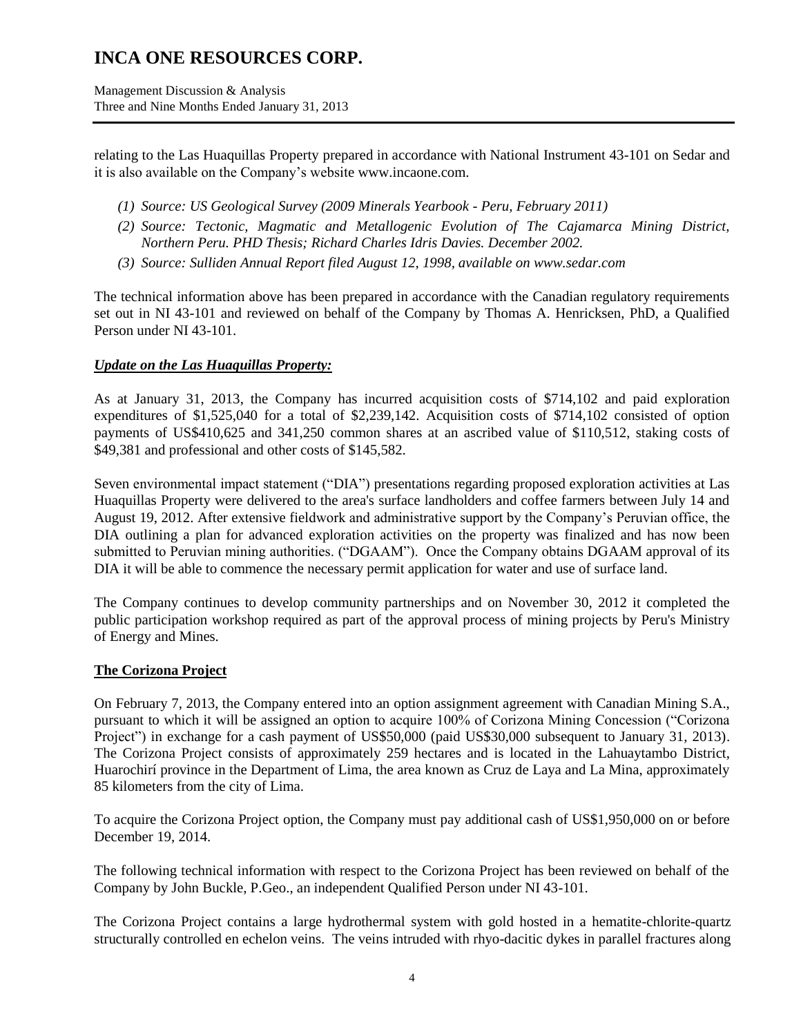relating to the Las Huaquillas Property prepared in accordance with National Instrument 43-101 on Sedar and it is also available on the Company's website www.incaone.com.

*(1) Source: US Geological Survey (2009 Minerals Yearbook - Peru, February 2011)*

*(2) Source: Tectonic, Magmatic and Metallogenic Evolution of The Cajamarca Mining District, Northern Peru. PHD Thesis; Richard Charles Idris Davies. December 2002.*

*(3) Source: Sulliden Annual Report filed August 12, 1998, available on www.sedar.com*

The technical information above has been prepared in accordance with the Canadian regulatory requirements set out in NI 43-101 and reviewed on behalf of the Company by Thomas A. Henricksen, PhD, a Qualified Person under NI 43-101.

***Update on the Las Huaquillas Property:***

As at January 31, 2013, the Company has incurred acquisition costs of $714,102 and paid exploration expenditures of $1,525,040 for a total of $2,239,142. Acquisition costs of $714,102 consisted of option payments of US$410,625 and 341,250 common shares at an ascribed value of $110,512, staking costs of $49,381 and professional and other costs of $145,582.

Seven environmental impact statement ("DIA") presentations regarding proposed exploration activities at Las Huaquillas Property were delivered to the area's surface landholders and coffee farmers between July 14 and August 19, 2012. After extensive fieldwork and administrative support by the Company's Peruvian office, the DIA outlining a plan for advanced exploration activities on the property was finalized and has now been submitted to Peruvian mining authorities. ("DGAAM"). Once the Company obtains DGAAM approval of its DIA it will be able to commence the necessary permit application for water and use of surface land.

The Company continues to develop community partnerships and on November 30, 2012 it completed the public participation workshop required as part of the approval process of mining projects by Peru's Ministry of Energy and Mines.

## The Corizona Project

On February 7, 2013, the Company entered into an option assignment agreement with Canadian Mining S.A., pursuant to which it will be assigned an option to acquire 100% of Corizona Mining Concession ("Corizona Project") in exchange for a cash payment of US$50,000 (paid US$30,000 subsequent to January 31, 2013). The Corizona Project consists of approximately 259 hectares and is located in the Lahuaytambo District, Huarochirí province in the Department of Lima, the area known as Cruz de Laya and La Mina, approximately 85 kilometers from the city of Lima.

To acquire the Corizona Project option, the Company must pay additional cash of US$1,950,000 on or before December 19, 2014.

The following technical information with respect to the Corizona Project has been reviewed on behalf of the Company by John Buckle, P.Geo., an independent Qualified Person under NI 43-101.

The Corizona Project contains a large hydrothermal system with gold hosted in a hematite-chlorite-quartz structurally controlled en echelon veins. The veins intruded with rhyo-dacitic dykes in parallel fractures along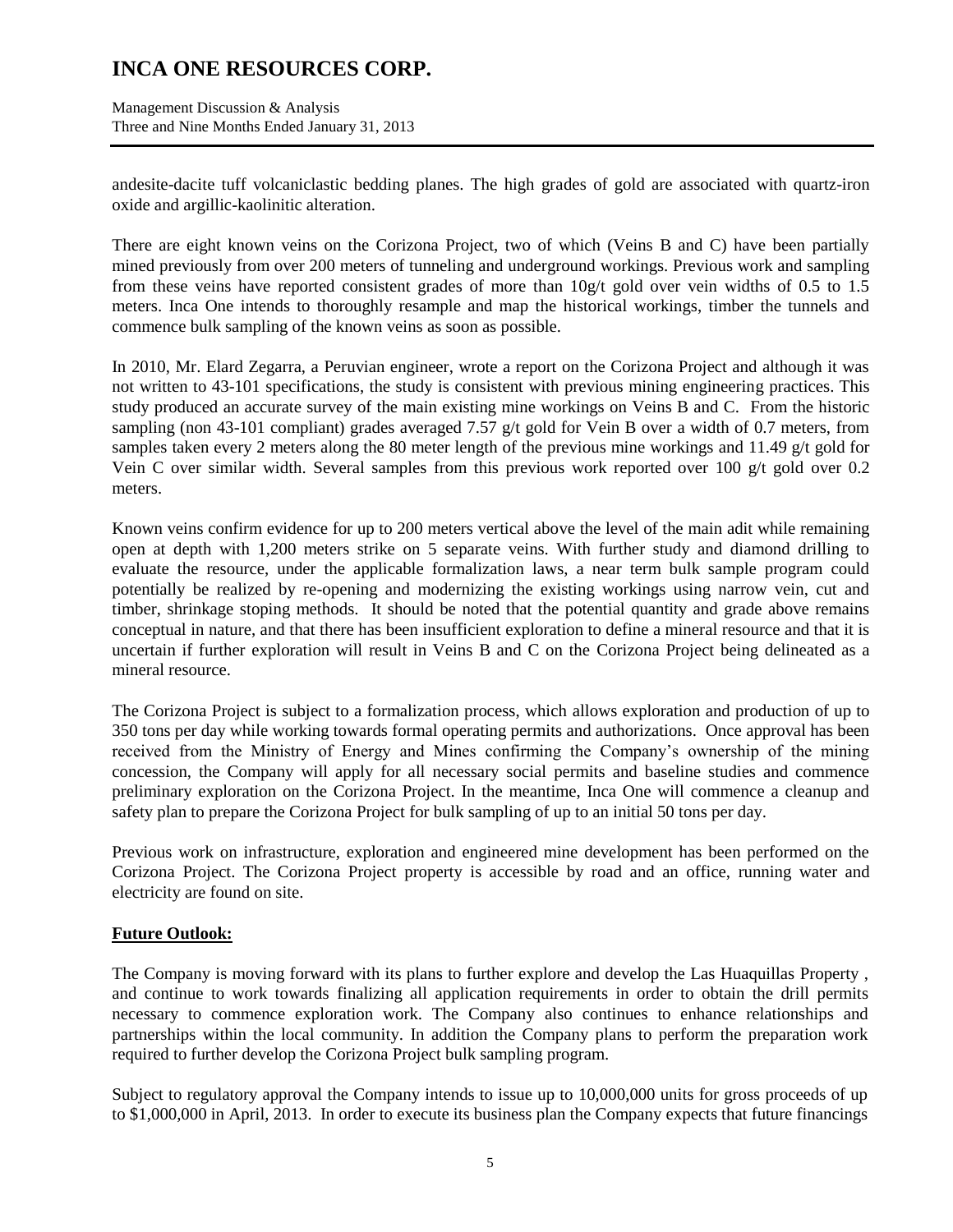andesite-dacite tuff volcaniclastic bedding planes. The high grades of gold are associated with quartz-iron oxide and argillic-kaolinitic alteration.

There are eight known veins on the Corizona Project, two of which (Veins B and C) have been partially mined previously from over 200 meters of tunneling and underground workings. Previous work and sampling from these veins have reported consistent grades of more than 10g/t gold over vein widths of 0.5 to 1.5 meters. Inca One intends to thoroughly resample and map the historical workings, timber the tunnels and commence bulk sampling of the known veins as soon as possible.

In 2010, Mr. Elard Zegarra, a Peruvian engineer, wrote a report on the Corizona Project and although it was not written to 43-101 specifications, the study is consistent with previous mining engineering practices. This study produced an accurate survey of the main existing mine workings on Veins B and C. From the historic sampling (non 43-101 compliant) grades averaged 7.57 g/t gold for Vein B over a width of 0.7 meters, from samples taken every 2 meters along the 80 meter length of the previous mine workings and 11.49 g/t gold for Vein C over similar width. Several samples from this previous work reported over 100 g/t gold over 0.2 meters.

Known veins confirm evidence for up to 200 meters vertical above the level of the main adit while remaining open at depth with 1,200 meters strike on 5 separate veins. With further study and diamond drilling to evaluate the resource, under the applicable formalization laws, a near term bulk sample program could potentially be realized by re-opening and modernizing the existing workings using narrow vein, cut and timber, shrinkage stoping methods. It should be noted that the potential quantity and grade above remains conceptual in nature, and that there has been insufficient exploration to define a mineral resource and that it is uncertain if further exploration will result in Veins B and C on the Corizona Project being delineated as a mineral resource.

The Corizona Project is subject to a formalization process, which allows exploration and production of up to 350 tons per day while working towards formal operating permits and authorizations. Once approval has been received from the Ministry of Energy and Mines confirming the Company's ownership of the mining concession, the Company will apply for all necessary social permits and baseline studies and commence preliminary exploration on the Corizona Project. In the meantime, Inca One will commence a cleanup and safety plan to prepare the Corizona Project for bulk sampling of up to an initial 50 tons per day.

Previous work on infrastructure, exploration and engineered mine development has been performed on the Corizona Project. The Corizona Project property is accessible by road and an office, running water and electricity are found on site.

**Future Outlook:**

The Company is moving forward with its plans to further explore and develop the Las Huaquillas Property , and continue to work towards finalizing all application requirements in order to obtain the drill permits necessary to commence exploration work. The Company also continues to enhance relationships and partnerships within the local community. In addition the Company plans to perform the preparation work required to further develop the Corizona Project bulk sampling program.

Subject to regulatory approval the Company intends to issue up to 10,000,000 units for gross proceeds of up to $1,000,000 in April, 2013. In order to execute its business plan the Company expects that future financings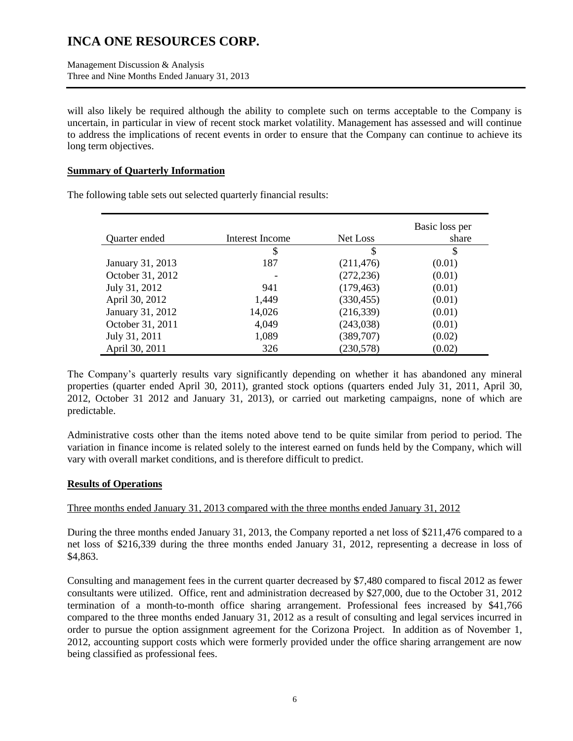will also likely be required although the ability to complete such on terms acceptable to the Company is uncertain, in particular in view of recent stock market volatility. Management has assessed and will continue to address the implications of recent events in order to ensure that the Company can continue to achieve its long term objectives.

## Summary of Quarterly Information

The following table sets out selected quarterly financial results:

| Quarter ended | Interest Income | Net Loss | Basic loss per share |
|---|---|---|---|
| | $ | $ | $ |
| January 31, 2013 | 187 | (211,476) | (0.01) |
| October 31, 2012 | - | (272,236) | (0.01) |
| July 31, 2012 | 941 | (179,463) | (0.01) |
| April 30, 2012 | 1,449 | (330,455) | (0.01) |
| January 31, 2012 | 14,026 | (216,339) | (0.01) |
| October 31, 2011 | 4,049 | (243,038) | (0.01) |
| July 31, 2011 | 1,089 | (389,707) | (0.02) |
| April 30, 2011 | 326 | (230,578) | (0.02) |

The Company's quarterly results vary significantly depending on whether it has abandoned any mineral properties (quarter ended April 30, 2011), granted stock options (quarters ended July 31, 2011, April 30, 2012, October 31 2012 and January 31, 2013), or carried out marketing campaigns, none of which are predictable.

Administrative costs other than the items noted above tend to be quite similar from period to period. The variation in finance income is related solely to the interest earned on funds held by the Company, which will vary with overall market conditions, and is therefore difficult to predict.

## Results of Operations

Three months ended January 31, 2013 compared with the three months ended January 31, 2012

During the three months ended January 31, 2013, the Company reported a net loss of $211,476 compared to a net loss of $216,339 during the three months ended January 31, 2012, representing a decrease in loss of $4,863.

Consulting and management fees in the current quarter decreased by $7,480 compared to fiscal 2012 as fewer consultants were utilized. Office, rent and administration decreased by $27,000, due to the October 31, 2012 termination of a month-to-month office sharing arrangement. Professional fees increased by $41,766 compared to the three months ended January 31, 2012 as a result of consulting and legal services incurred in order to pursue the option assignment agreement for the Corizona Project. In addition as of November 1, 2012, accounting support costs which were formerly provided under the office sharing arrangement are now being classified as professional fees.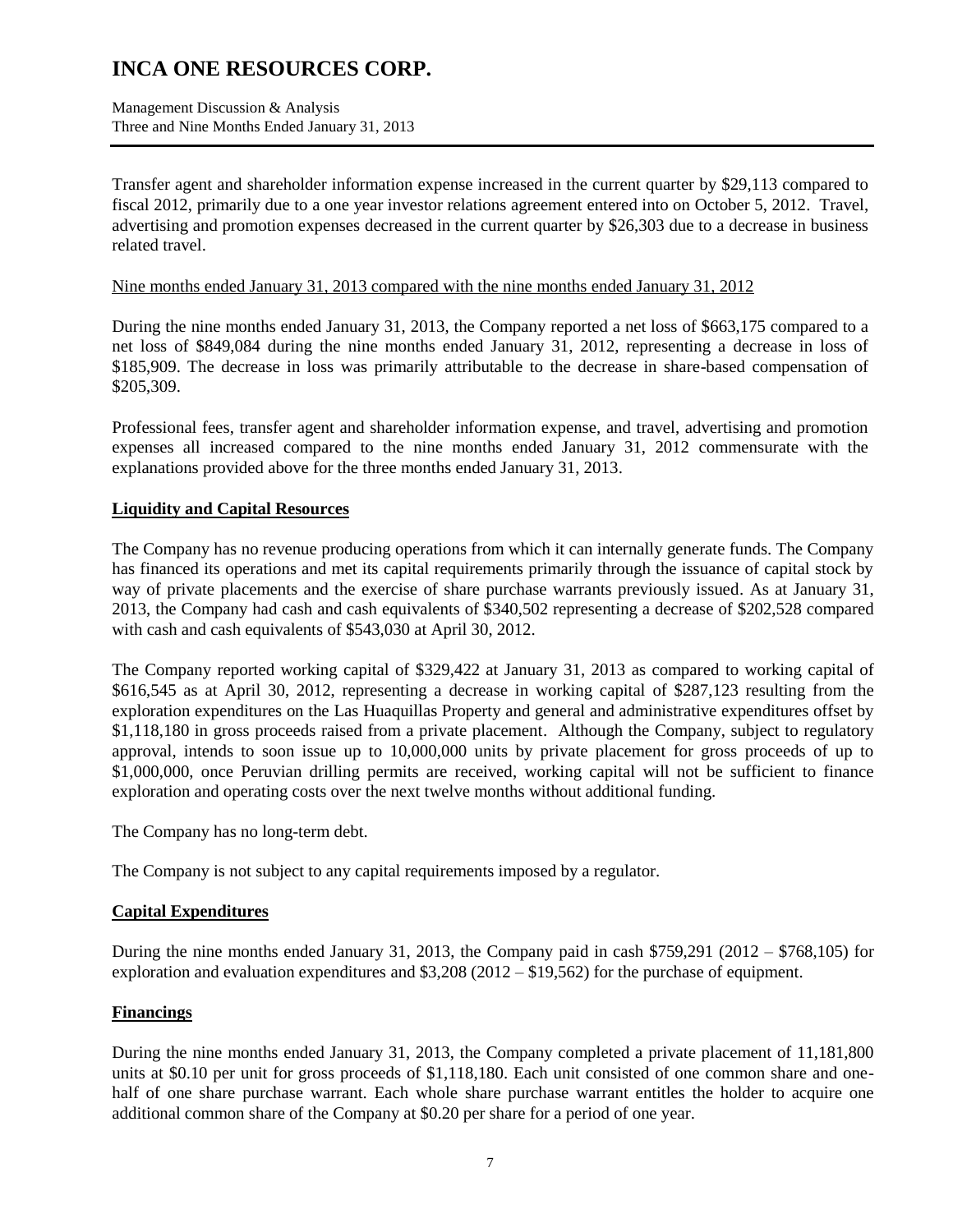Transfer agent and shareholder information expense increased in the current quarter by $29,113 compared to fiscal 2012, primarily due to a one year investor relations agreement entered into on October 5, 2012. Travel, advertising and promotion expenses decreased in the current quarter by $26,303 due to a decrease in business related travel.

Nine months ended January 31, 2013 compared with the nine months ended January 31, 2012

During the nine months ended January 31, 2013, the Company reported a net loss of $663,175 compared to a net loss of $849,084 during the nine months ended January 31, 2012, representing a decrease in loss of $185,909. The decrease in loss was primarily attributable to the decrease in share-based compensation of $205,309.

Professional fees, transfer agent and shareholder information expense, and travel, advertising and promotion expenses all increased compared to the nine months ended January 31, 2012 commensurate with the explanations provided above for the three months ended January 31, 2013.

## Liquidity and Capital Resources

The Company has no revenue producing operations from which it can internally generate funds. The Company has financed its operations and met its capital requirements primarily through the issuance of capital stock by way of private placements and the exercise of share purchase warrants previously issued. As at January 31, 2013, the Company had cash and cash equivalents of $340,502 representing a decrease of $202,528 compared with cash and cash equivalents of $543,030 at April 30, 2012.

The Company reported working capital of $329,422 at January 31, 2013 as compared to working capital of $616,545 as at April 30, 2012, representing a decrease in working capital of $287,123 resulting from the exploration expenditures on the Las Huaquillas Property and general and administrative expenditures offset by $1,118,180 in gross proceeds raised from a private placement. Although the Company, subject to regulatory approval, intends to soon issue up to 10,000,000 units by private placement for gross proceeds of up to $1,000,000, once Peruvian drilling permits are received, working capital will not be sufficient to finance exploration and operating costs over the next twelve months without additional funding.

The Company has no long-term debt.

The Company is not subject to any capital requirements imposed by a regulator.

## Capital Expenditures

During the nine months ended January 31, 2013, the Company paid in cash $759,291 (2012 – $768,105) for exploration and evaluation expenditures and $3,208 (2012 – $19,562) for the purchase of equipment.

## Financings

During the nine months ended January 31, 2013, the Company completed a private placement of 11,181,800 units at $0.10 per unit for gross proceeds of $1,118,180. Each unit consisted of one common share and one-half of one share purchase warrant. Each whole share purchase warrant entitles the holder to acquire one additional common share of the Company at $0.20 per share for a period of one year.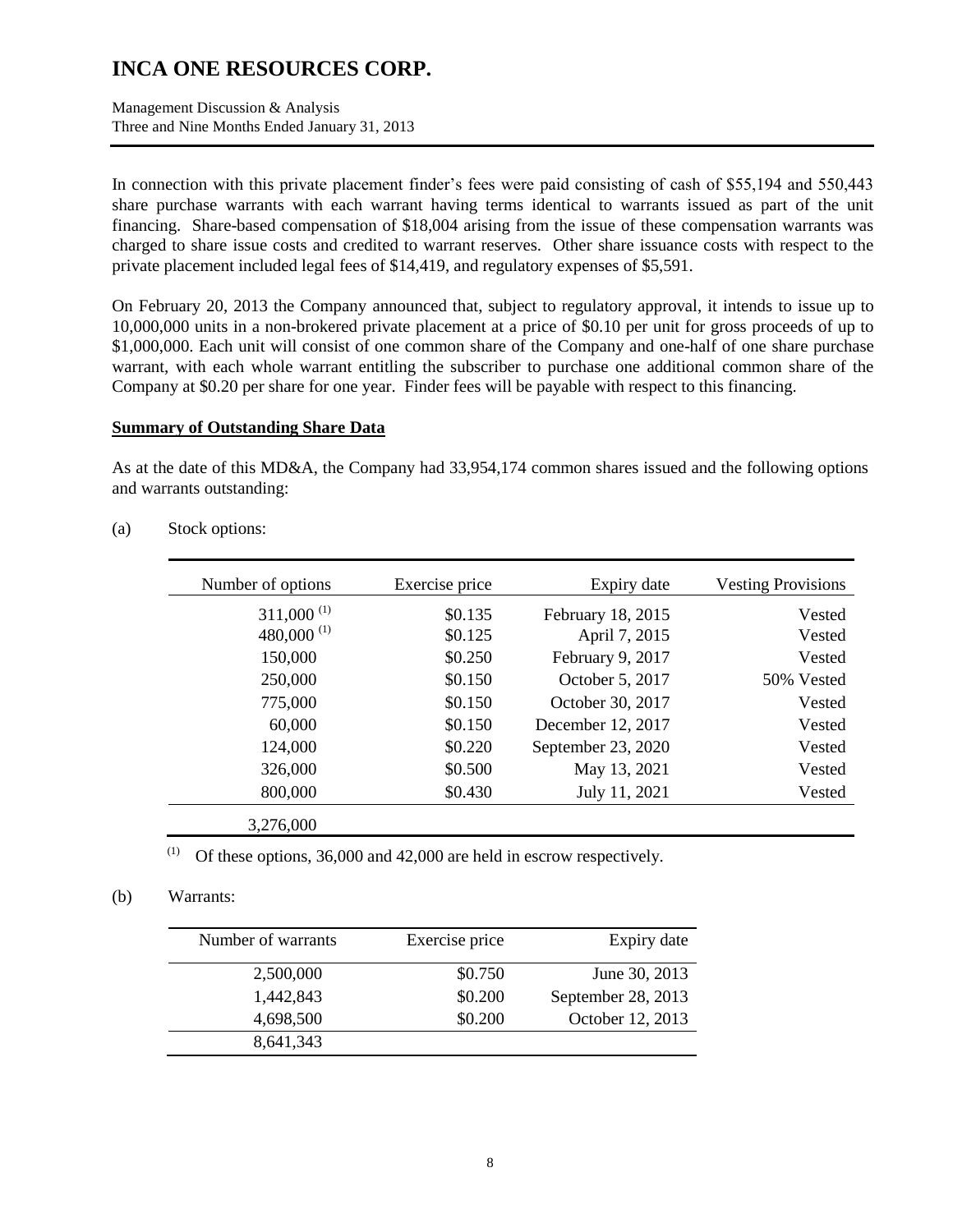In connection with this private placement finder's fees were paid consisting of cash of $55,194 and 550,443 share purchase warrants with each warrant having terms identical to warrants issued as part of the unit financing. Share-based compensation of $18,004 arising from the issue of these compensation warrants was charged to share issue costs and credited to warrant reserves. Other share issuance costs with respect to the private placement included legal fees of $14,419, and regulatory expenses of $5,591.

On February 20, 2013 the Company announced that, subject to regulatory approval, it intends to issue up to 10,000,000 units in a non-brokered private placement at a price of $0.10 per unit for gross proceeds of up to $1,000,000. Each unit will consist of one common share of the Company and one-half of one share purchase warrant, with each whole warrant entitling the subscriber to purchase one additional common share of the Company at $0.20 per share for one year. Finder fees will be payable with respect to this financing.

**Summary of Outstanding Share Data**

As at the date of this MD&A, the Company had 33,954,174 common shares issued and the following options and warrants outstanding:

(a) Stock options:

| Number of options | Exercise price | Expiry date | Vesting Provisions |
|---|---|---|---|
| 311,000 [(1)] | $0.135 | February 18, 2015 | Vested |
| 480,000 [(1)] | $0.125 | April 7, 2015 | Vested |
| 150,000 | $0.250 | February 9, 2017 | Vested |
| 250,000 | $0.150 | October 5, 2017 | 50% Vested |
| 775,000 | $0.150 | October 30, 2017 | Vested |
| 60,000 | $0.150 | December 12, 2017 | Vested |
| 124,000 | $0.220 | September 23, 2020 | Vested |
| 326,000 | $0.500 | May 13, 2021 | Vested |
| 800,000 | $0.430 | July 11, 2021 | Vested |
| 3,276,000 | | | |

(1) Of these options, 36,000 and 42,000 are held in escrow respectively.

(b) Warrants:

| Number of warrants | Exercise price | Expiry date |
|---|---|---|
| 2,500,000 | $0.750 | June 30, 2013 |
| 1,442,843 | $0.200 | September 28, 2013 |
| 4,698,500 | $0.200 | October 12, 2013 |
| 8,641,343 | | |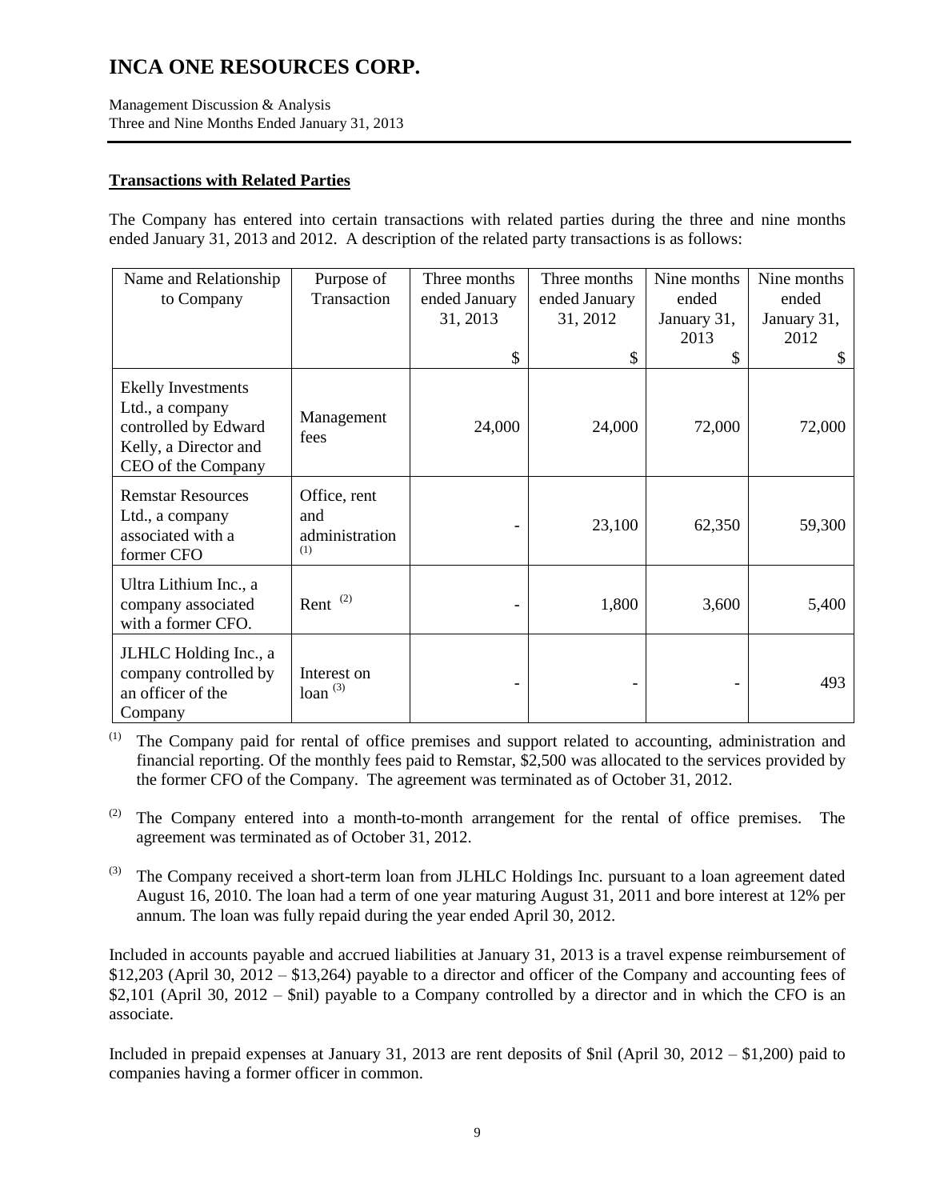## Transactions with Related Parties

The Company has entered into certain transactions with related parties during the three and nine months ended January 31, 2013 and 2012. A description of the related party transactions is as follows:

| Name and Relationship to Company | Purpose of Transaction | Three months ended January 31, 2013 | Three months ended January 31, 2012 | Nine months ended January 31, 2013 | Nine months ended January 31, 2012 |
|---|---|---|---|---|---|
| | | $ | $ | $ | $ |
| Ekelly Investments Ltd., a company controlled by Edward Kelly, a Director and CEO of the Company | Management fees | 24,000 | 24,000 | 72,000 | 72,000 |
| Remstar Resources Ltd., a company associated with a former CFO | Office, rent and administration [(1)] | - | 23,100 | 62,350 | 59,300 |
| Ultra Lithium Inc., a company associated with a former CFO. | Rent [(2)] | - | 1,800 | 3,600 | 5,400 |
| JLHLC Holding Inc., a company controlled by an officer of the Company | Interest on loan [(3)] | - | - | - | 493 |

[(1)] The Company paid for rental of office premises and support related to accounting, administration and financial reporting. Of the monthly fees paid to Remstar, $2,500 was allocated to the services provided by the former CFO of the Company. The agreement was terminated as of October 31, 2012.

[(2)] The Company entered into a month-to-month arrangement for the rental of office premises. The agreement was terminated as of October 31, 2012.

[(3)] The Company received a short-term loan from JLHLC Holdings Inc. pursuant to a loan agreement dated August 16, 2010. The loan had a term of one year maturing August 31, 2011 and bore interest at 12% per annum. The loan was fully repaid during the year ended April 30, 2012.

Included in accounts payable and accrued liabilities at January 31, 2013 is a travel expense reimbursement of $12,203 (April 30, 2012 – $13,264) payable to a director and officer of the Company and accounting fees of $2,101 (April 30, 2012 – $nil) payable to a Company controlled by a director and in which the CFO is an associate.

Included in prepaid expenses at January 31, 2013 are rent deposits of $nil (April 30, 2012 – $1,200) paid to companies having a former officer in common.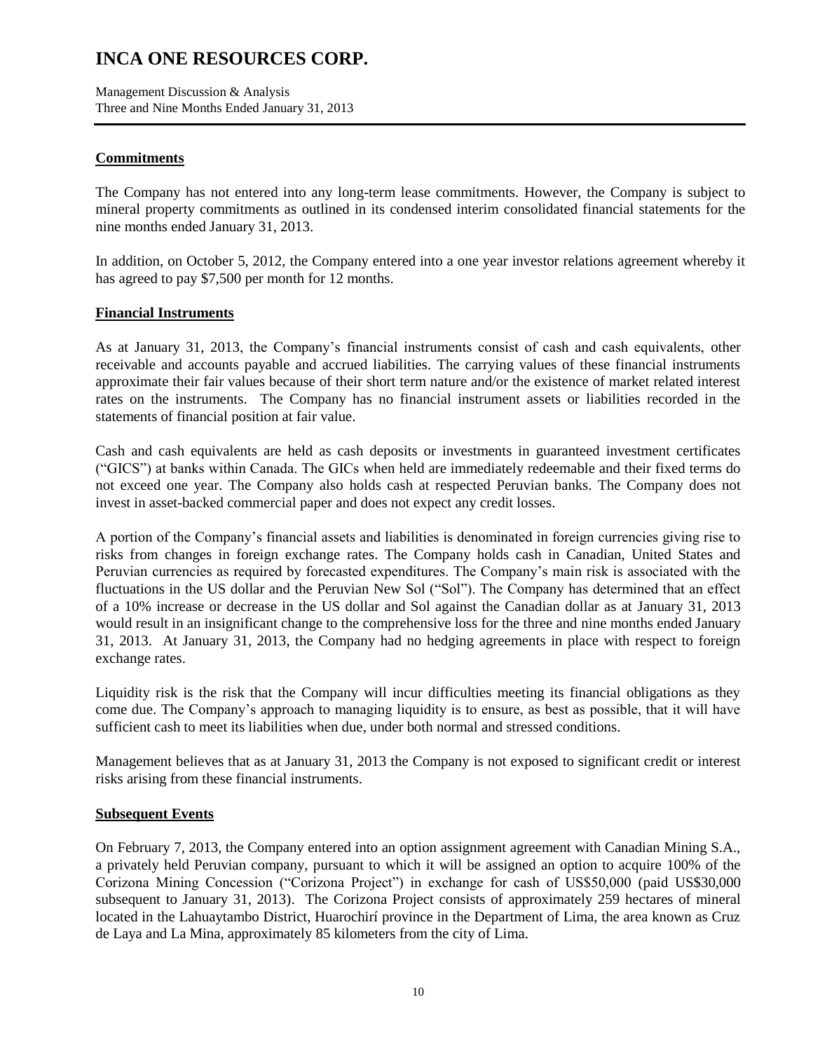## Commitments

The Company has not entered into any long-term lease commitments. However, the Company is subject to mineral property commitments as outlined in its condensed interim consolidated financial statements for the nine months ended January 31, 2013.

In addition, on October 5, 2012, the Company entered into a one year investor relations agreement whereby it has agreed to pay $7,500 per month for 12 months.

## Financial Instruments

As at January 31, 2013, the Company's financial instruments consist of cash and cash equivalents, other receivable and accounts payable and accrued liabilities. The carrying values of these financial instruments approximate their fair values because of their short term nature and/or the existence of market related interest rates on the instruments. The Company has no financial instrument assets or liabilities recorded in the statements of financial position at fair value.

Cash and cash equivalents are held as cash deposits or investments in guaranteed investment certificates ("GICS") at banks within Canada. The GICs when held are immediately redeemable and their fixed terms do not exceed one year. The Company also holds cash at respected Peruvian banks. The Company does not invest in asset-backed commercial paper and does not expect any credit losses.

A portion of the Company's financial assets and liabilities is denominated in foreign currencies giving rise to risks from changes in foreign exchange rates. The Company holds cash in Canadian, United States and Peruvian currencies as required by forecasted expenditures. The Company's main risk is associated with the fluctuations in the US dollar and the Peruvian New Sol ("Sol"). The Company has determined that an effect of a 10% increase or decrease in the US dollar and Sol against the Canadian dollar as at January 31, 2013 would result in an insignificant change to the comprehensive loss for the three and nine months ended January 31, 2013. At January 31, 2013, the Company had no hedging agreements in place with respect to foreign exchange rates.

Liquidity risk is the risk that the Company will incur difficulties meeting its financial obligations as they come due. The Company's approach to managing liquidity is to ensure, as best as possible, that it will have sufficient cash to meet its liabilities when due, under both normal and stressed conditions.

Management believes that as at January 31, 2013 the Company is not exposed to significant credit or interest risks arising from these financial instruments.

## Subsequent Events

On February 7, 2013, the Company entered into an option assignment agreement with Canadian Mining S.A., a privately held Peruvian company, pursuant to which it will be assigned an option to acquire 100% of the Corizona Mining Concession ("Corizona Project") in exchange for cash of US$50,000 (paid US$30,000 subsequent to January 31, 2013). The Corizona Project consists of approximately 259 hectares of mineral located in the Lahuaytambo District, Huarochirí province in the Department of Lima, the area known as Cruz de Laya and La Mina, approximately 85 kilometers from the city of Lima.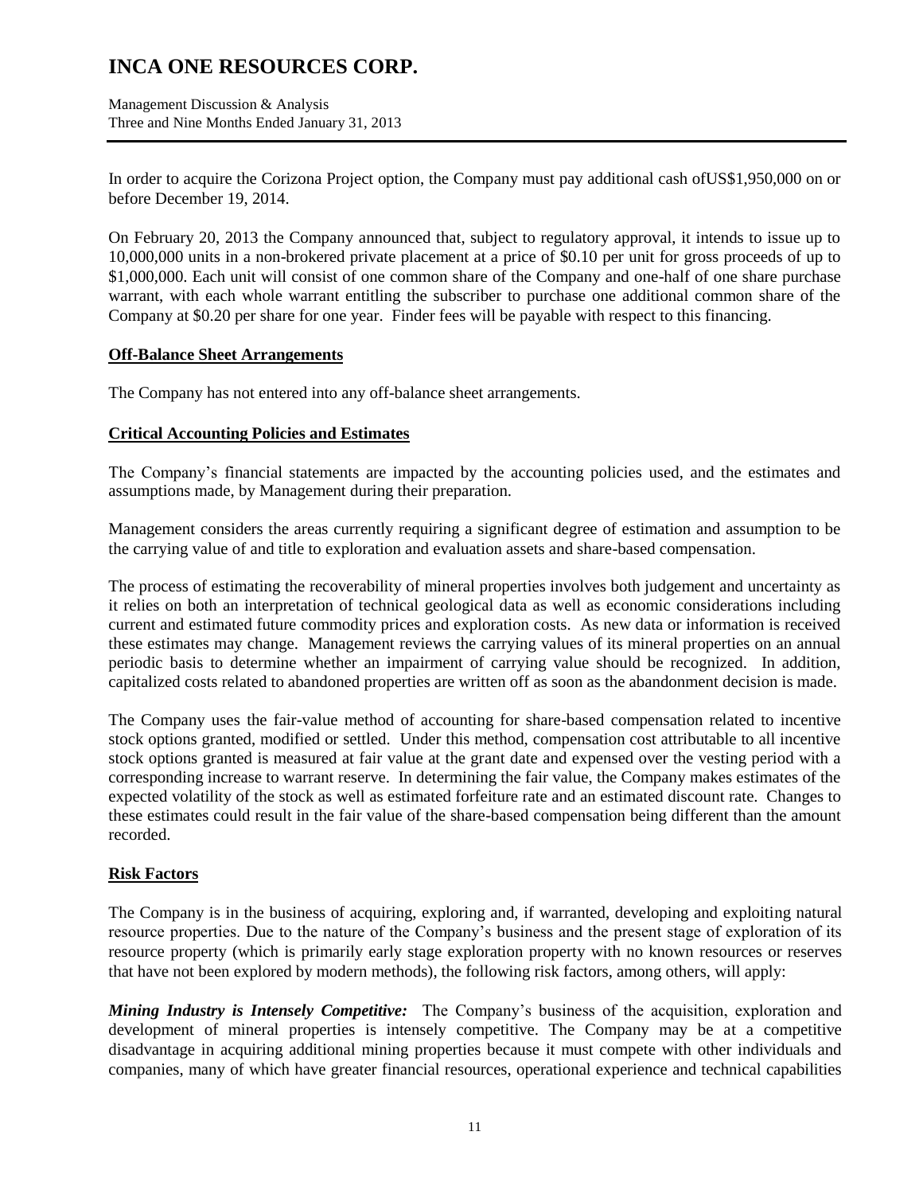In order to acquire the Corizona Project option, the Company must pay additional cash ofUS$1,950,000 on or before December 19, 2014.

On February 20, 2013 the Company announced that, subject to regulatory approval, it intends to issue up to 10,000,000 units in a non-brokered private placement at a price of $0.10 per unit for gross proceeds of up to $1,000,000. Each unit will consist of one common share of the Company and one-half of one share purchase warrant, with each whole warrant entitling the subscriber to purchase one additional common share of the Company at $0.20 per share for one year. Finder fees will be payable with respect to this financing.

## Off-Balance Sheet Arrangements

The Company has not entered into any off-balance sheet arrangements.

## Critical Accounting Policies and Estimates

The Company's financial statements are impacted by the accounting policies used, and the estimates and assumptions made, by Management during their preparation.

Management considers the areas currently requiring a significant degree of estimation and assumption to be the carrying value of and title to exploration and evaluation assets and share-based compensation.

The process of estimating the recoverability of mineral properties involves both judgement and uncertainty as it relies on both an interpretation of technical geological data as well as economic considerations including current and estimated future commodity prices and exploration costs. As new data or information is received these estimates may change. Management reviews the carrying values of its mineral properties on an annual periodic basis to determine whether an impairment of carrying value should be recognized. In addition, capitalized costs related to abandoned properties are written off as soon as the abandonment decision is made.

The Company uses the fair-value method of accounting for share-based compensation related to incentive stock options granted, modified or settled. Under this method, compensation cost attributable to all incentive stock options granted is measured at fair value at the grant date and expensed over the vesting period with a corresponding increase to warrant reserve. In determining the fair value, the Company makes estimates of the expected volatility of the stock as well as estimated forfeiture rate and an estimated discount rate. Changes to these estimates could result in the fair value of the share-based compensation being different than the amount recorded.

## Risk Factors

The Company is in the business of acquiring, exploring and, if warranted, developing and exploiting natural resource properties. Due to the nature of the Company's business and the present stage of exploration of its resource property (which is primarily early stage exploration property with no known resources or reserves that have not been explored by modern methods), the following risk factors, among others, will apply:

***Mining Industry is Intensely Competitive:*** The Company's business of the acquisition, exploration and development of mineral properties is intensely competitive. The Company may be at a competitive disadvantage in acquiring additional mining properties because it must compete with other individuals and companies, many of which have greater financial resources, operational experience and technical capabilities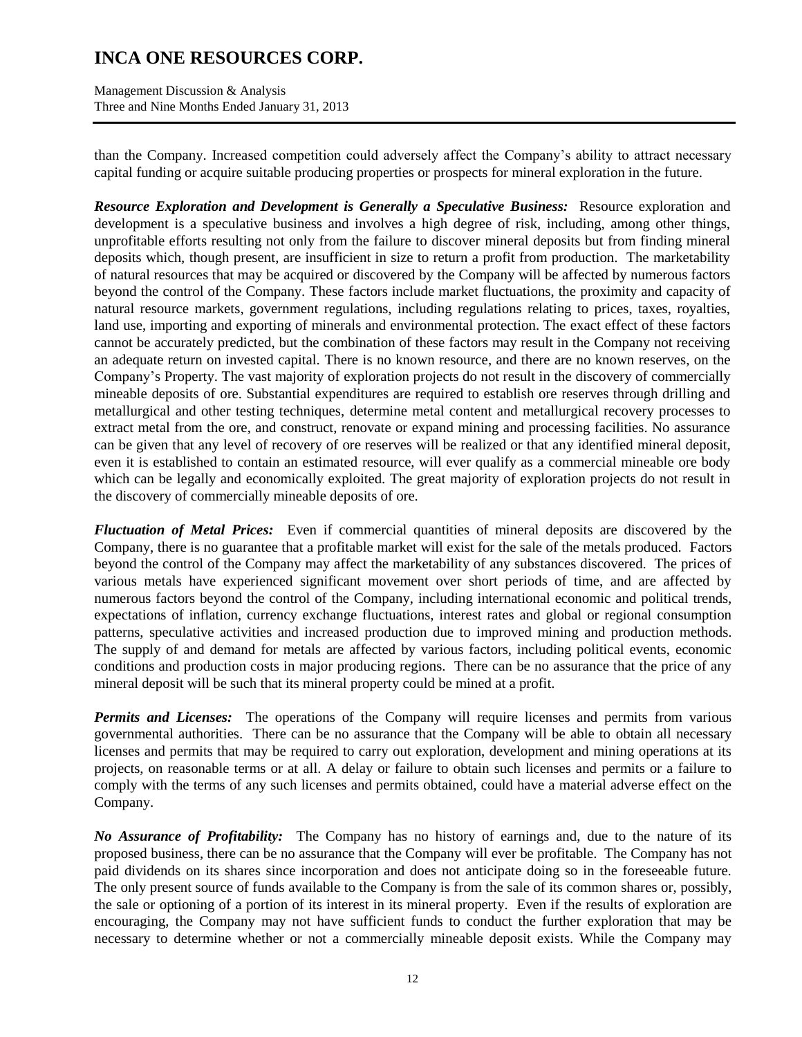than the Company. Increased competition could adversely affect the Company's ability to attract necessary capital funding or acquire suitable producing properties or prospects for mineral exploration in the future.

***Resource Exploration and Development is Generally a Speculative Business:*** Resource exploration and development is a speculative business and involves a high degree of risk, including, among other things, unprofitable efforts resulting not only from the failure to discover mineral deposits but from finding mineral deposits which, though present, are insufficient in size to return a profit from production. The marketability of natural resources that may be acquired or discovered by the Company will be affected by numerous factors beyond the control of the Company. These factors include market fluctuations, the proximity and capacity of natural resource markets, government regulations, including regulations relating to prices, taxes, royalties, land use, importing and exporting of minerals and environmental protection. The exact effect of these factors cannot be accurately predicted, but the combination of these factors may result in the Company not receiving an adequate return on invested capital. There is no known resource, and there are no known reserves, on the Company's Property. The vast majority of exploration projects do not result in the discovery of commercially mineable deposits of ore. Substantial expenditures are required to establish ore reserves through drilling and metallurgical and other testing techniques, determine metal content and metallurgical recovery processes to extract metal from the ore, and construct, renovate or expand mining and processing facilities. No assurance can be given that any level of recovery of ore reserves will be realized or that any identified mineral deposit, even it is established to contain an estimated resource, will ever qualify as a commercial mineable ore body which can be legally and economically exploited. The great majority of exploration projects do not result in the discovery of commercially mineable deposits of ore.

***Fluctuation of Metal Prices:*** Even if commercial quantities of mineral deposits are discovered by the Company, there is no guarantee that a profitable market will exist for the sale of the metals produced. Factors beyond the control of the Company may affect the marketability of any substances discovered. The prices of various metals have experienced significant movement over short periods of time, and are affected by numerous factors beyond the control of the Company, including international economic and political trends, expectations of inflation, currency exchange fluctuations, interest rates and global or regional consumption patterns, speculative activities and increased production due to improved mining and production methods. The supply of and demand for metals are affected by various factors, including political events, economic conditions and production costs in major producing regions. There can be no assurance that the price of any mineral deposit will be such that its mineral property could be mined at a profit.

***Permits and Licenses:*** The operations of the Company will require licenses and permits from various governmental authorities. There can be no assurance that the Company will be able to obtain all necessary licenses and permits that may be required to carry out exploration, development and mining operations at its projects, on reasonable terms or at all. A delay or failure to obtain such licenses and permits or a failure to comply with the terms of any such licenses and permits obtained, could have a material adverse effect on the Company.

***No Assurance of Profitability:*** The Company has no history of earnings and, due to the nature of its proposed business, there can be no assurance that the Company will ever be profitable. The Company has not paid dividends on its shares since incorporation and does not anticipate doing so in the foreseeable future. The only present source of funds available to the Company is from the sale of its common shares or, possibly, the sale or optioning of a portion of its interest in its mineral property. Even if the results of exploration are encouraging, the Company may not have sufficient funds to conduct the further exploration that may be necessary to determine whether or not a commercially mineable deposit exists. While the Company may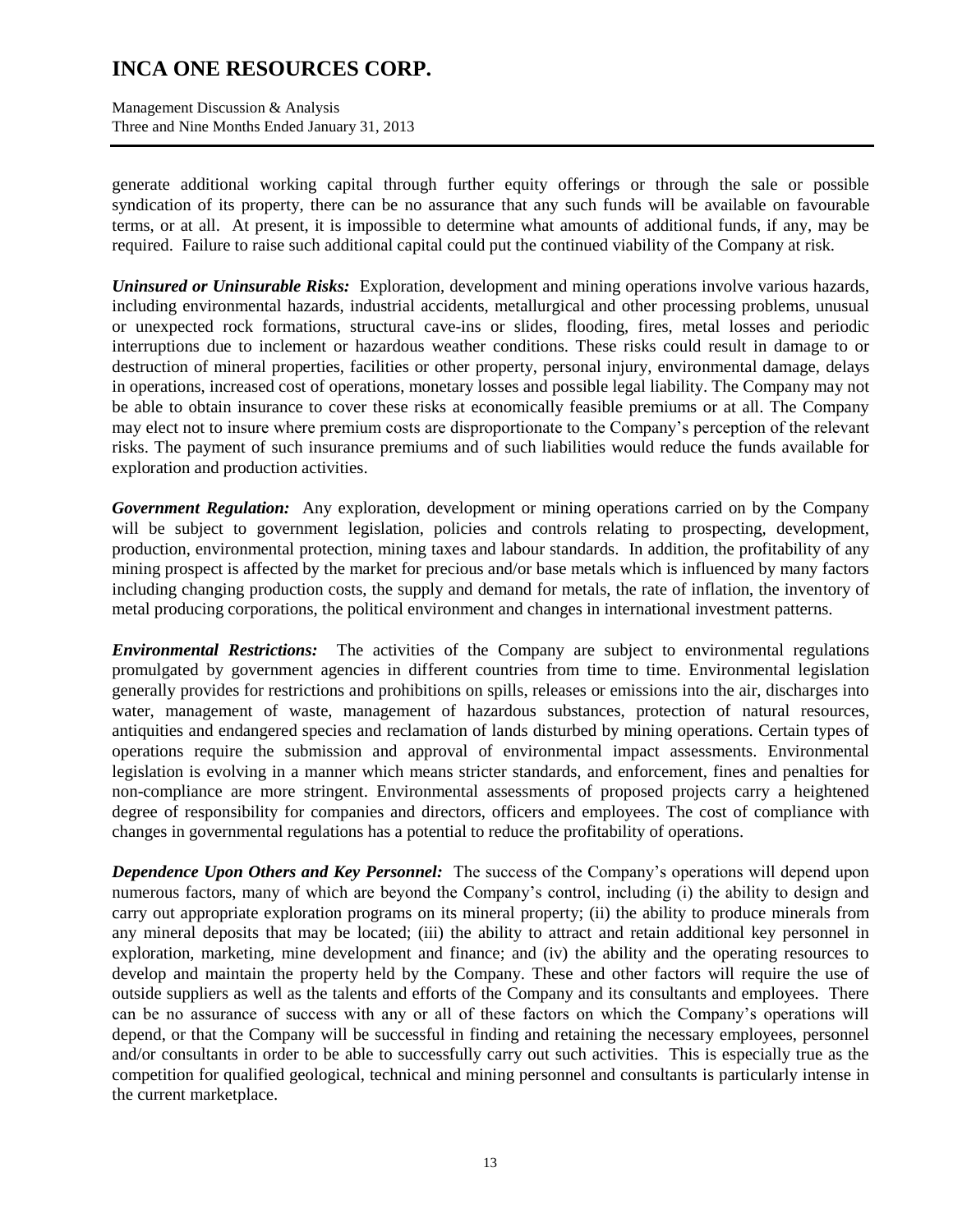generate additional working capital through further equity offerings or through the sale or possible syndication of its property, there can be no assurance that any such funds will be available on favourable terms, or at all. At present, it is impossible to determine what amounts of additional funds, if any, may be required. Failure to raise such additional capital could put the continued viability of the Company at risk.

***Uninsured or Uninsurable Risks:*** Exploration, development and mining operations involve various hazards, including environmental hazards, industrial accidents, metallurgical and other processing problems, unusual or unexpected rock formations, structural cave-ins or slides, flooding, fires, metal losses and periodic interruptions due to inclement or hazardous weather conditions. These risks could result in damage to or destruction of mineral properties, facilities or other property, personal injury, environmental damage, delays in operations, increased cost of operations, monetary losses and possible legal liability. The Company may not be able to obtain insurance to cover these risks at economically feasible premiums or at all. The Company may elect not to insure where premium costs are disproportionate to the Company's perception of the relevant risks. The payment of such insurance premiums and of such liabilities would reduce the funds available for exploration and production activities.

***Government Regulation:*** Any exploration, development or mining operations carried on by the Company will be subject to government legislation, policies and controls relating to prospecting, development, production, environmental protection, mining taxes and labour standards. In addition, the profitability of any mining prospect is affected by the market for precious and/or base metals which is influenced by many factors including changing production costs, the supply and demand for metals, the rate of inflation, the inventory of metal producing corporations, the political environment and changes in international investment patterns.

***Environmental Restrictions:*** The activities of the Company are subject to environmental regulations promulgated by government agencies in different countries from time to time. Environmental legislation generally provides for restrictions and prohibitions on spills, releases or emissions into the air, discharges into water, management of waste, management of hazardous substances, protection of natural resources, antiquities and endangered species and reclamation of lands disturbed by mining operations. Certain types of operations require the submission and approval of environmental impact assessments. Environmental legislation is evolving in a manner which means stricter standards, and enforcement, fines and penalties for non-compliance are more stringent. Environmental assessments of proposed projects carry a heightened degree of responsibility for companies and directors, officers and employees. The cost of compliance with changes in governmental regulations has a potential to reduce the profitability of operations.

***Dependence Upon Others and Key Personnel:*** The success of the Company's operations will depend upon numerous factors, many of which are beyond the Company's control, including (i) the ability to design and carry out appropriate exploration programs on its mineral property; (ii) the ability to produce minerals from any mineral deposits that may be located; (iii) the ability to attract and retain additional key personnel in exploration, marketing, mine development and finance; and (iv) the ability and the operating resources to develop and maintain the property held by the Company. These and other factors will require the use of outside suppliers as well as the talents and efforts of the Company and its consultants and employees. There can be no assurance of success with any or all of these factors on which the Company's operations will depend, or that the Company will be successful in finding and retaining the necessary employees, personnel and/or consultants in order to be able to successfully carry out such activities. This is especially true as the competition for qualified geological, technical and mining personnel and consultants is particularly intense in the current marketplace.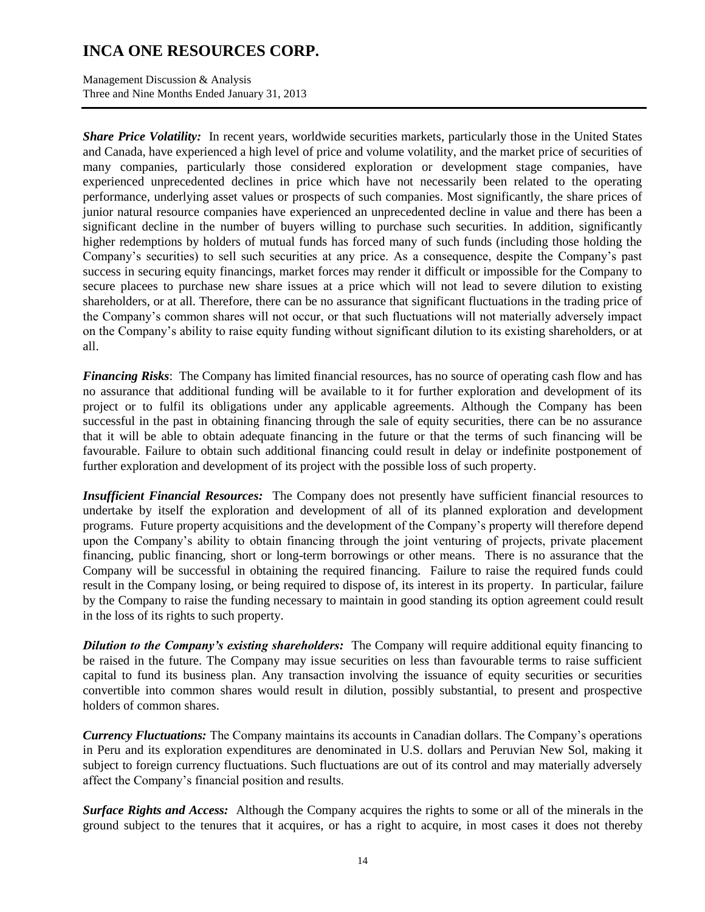***Share Price Volatility:*** In recent years, worldwide securities markets, particularly those in the United States and Canada, have experienced a high level of price and volume volatility, and the market price of securities of many companies, particularly those considered exploration or development stage companies, have experienced unprecedented declines in price which have not necessarily been related to the operating performance, underlying asset values or prospects of such companies. Most significantly, the share prices of junior natural resource companies have experienced an unprecedented decline in value and there has been a significant decline in the number of buyers willing to purchase such securities. In addition, significantly higher redemptions by holders of mutual funds has forced many of such funds (including those holding the Company's securities) to sell such securities at any price. As a consequence, despite the Company's past success in securing equity financings, market forces may render it difficult or impossible for the Company to secure placees to purchase new share issues at a price which will not lead to severe dilution to existing shareholders, or at all. Therefore, there can be no assurance that significant fluctuations in the trading price of the Company's common shares will not occur, or that such fluctuations will not materially adversely impact on the Company's ability to raise equity funding without significant dilution to its existing shareholders, or at all.

***Financing Risks***: The Company has limited financial resources, has no source of operating cash flow and has no assurance that additional funding will be available to it for further exploration and development of its project or to fulfil its obligations under any applicable agreements. Although the Company has been successful in the past in obtaining financing through the sale of equity securities, there can be no assurance that it will be able to obtain adequate financing in the future or that the terms of such financing will be favourable. Failure to obtain such additional financing could result in delay or indefinite postponement of further exploration and development of its project with the possible loss of such property.

***Insufficient Financial Resources:*** The Company does not presently have sufficient financial resources to undertake by itself the exploration and development of all of its planned exploration and development programs. Future property acquisitions and the development of the Company's property will therefore depend upon the Company's ability to obtain financing through the joint venturing of projects, private placement financing, public financing, short or long-term borrowings or other means. There is no assurance that the Company will be successful in obtaining the required financing. Failure to raise the required funds could result in the Company losing, or being required to dispose of, its interest in its property. In particular, failure by the Company to raise the funding necessary to maintain in good standing its option agreement could result in the loss of its rights to such property.

***Dilution to the Company's existing shareholders:*** The Company will require additional equity financing to be raised in the future. The Company may issue securities on less than favourable terms to raise sufficient capital to fund its business plan. Any transaction involving the issuance of equity securities or securities convertible into common shares would result in dilution, possibly substantial, to present and prospective holders of common shares.

***Currency Fluctuations:*** The Company maintains its accounts in Canadian dollars. The Company's operations in Peru and its exploration expenditures are denominated in U.S. dollars and Peruvian New Sol, making it subject to foreign currency fluctuations. Such fluctuations are out of its control and may materially adversely affect the Company's financial position and results.

***Surface Rights and Access:*** Although the Company acquires the rights to some or all of the minerals in the ground subject to the tenures that it acquires, or has a right to acquire, in most cases it does not thereby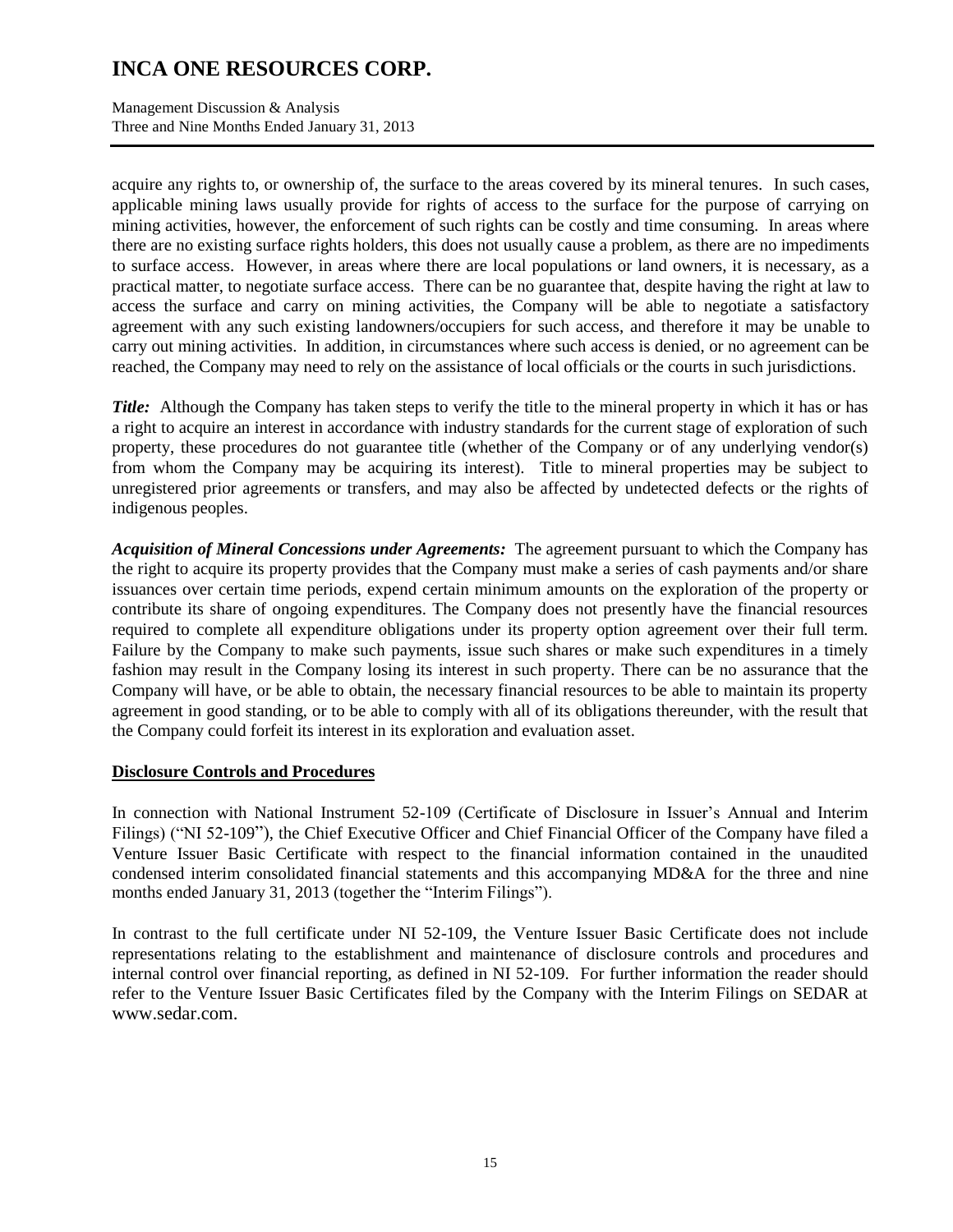acquire any rights to, or ownership of, the surface to the areas covered by its mineral tenures. In such cases, applicable mining laws usually provide for rights of access to the surface for the purpose of carrying on mining activities, however, the enforcement of such rights can be costly and time consuming. In areas where there are no existing surface rights holders, this does not usually cause a problem, as there are no impediments to surface access. However, in areas where there are local populations or land owners, it is necessary, as a practical matter, to negotiate surface access. There can be no guarantee that, despite having the right at law to access the surface and carry on mining activities, the Company will be able to negotiate a satisfactory agreement with any such existing landowners/occupiers for such access, and therefore it may be unable to carry out mining activities. In addition, in circumstances where such access is denied, or no agreement can be reached, the Company may need to rely on the assistance of local officials or the courts in such jurisdictions.

***Title:*** Although the Company has taken steps to verify the title to the mineral property in which it has or has a right to acquire an interest in accordance with industry standards for the current stage of exploration of such property, these procedures do not guarantee title (whether of the Company or of any underlying vendor(s) from whom the Company may be acquiring its interest). Title to mineral properties may be subject to unregistered prior agreements or transfers, and may also be affected by undetected defects or the rights of indigenous peoples.

***Acquisition of Mineral Concessions under Agreements:*** The agreement pursuant to which the Company has the right to acquire its property provides that the Company must make a series of cash payments and/or share issuances over certain time periods, expend certain minimum amounts on the exploration of the property or contribute its share of ongoing expenditures. The Company does not presently have the financial resources required to complete all expenditure obligations under its property option agreement over their full term. Failure by the Company to make such payments, issue such shares or make such expenditures in a timely fashion may result in the Company losing its interest in such property. There can be no assurance that the Company will have, or be able to obtain, the necessary financial resources to be able to maintain its property agreement in good standing, or to be able to comply with all of its obligations thereunder, with the result that the Company could forfeit its interest in its exploration and evaluation asset.

## Disclosure Controls and Procedures

In connection with National Instrument 52-109 (Certificate of Disclosure in Issuer's Annual and Interim Filings) ("NI 52-109"), the Chief Executive Officer and Chief Financial Officer of the Company have filed a Venture Issuer Basic Certificate with respect to the financial information contained in the unaudited condensed interim consolidated financial statements and this accompanying MD&A for the three and nine months ended January 31, 2013 (together the "Interim Filings").

In contrast to the full certificate under NI 52-109, the Venture Issuer Basic Certificate does not include representations relating to the establishment and maintenance of disclosure controls and procedures and internal control over financial reporting, as defined in NI 52-109. For further information the reader should refer to the Venture Issuer Basic Certificates filed by the Company with the Interim Filings on SEDAR at www.sedar.com.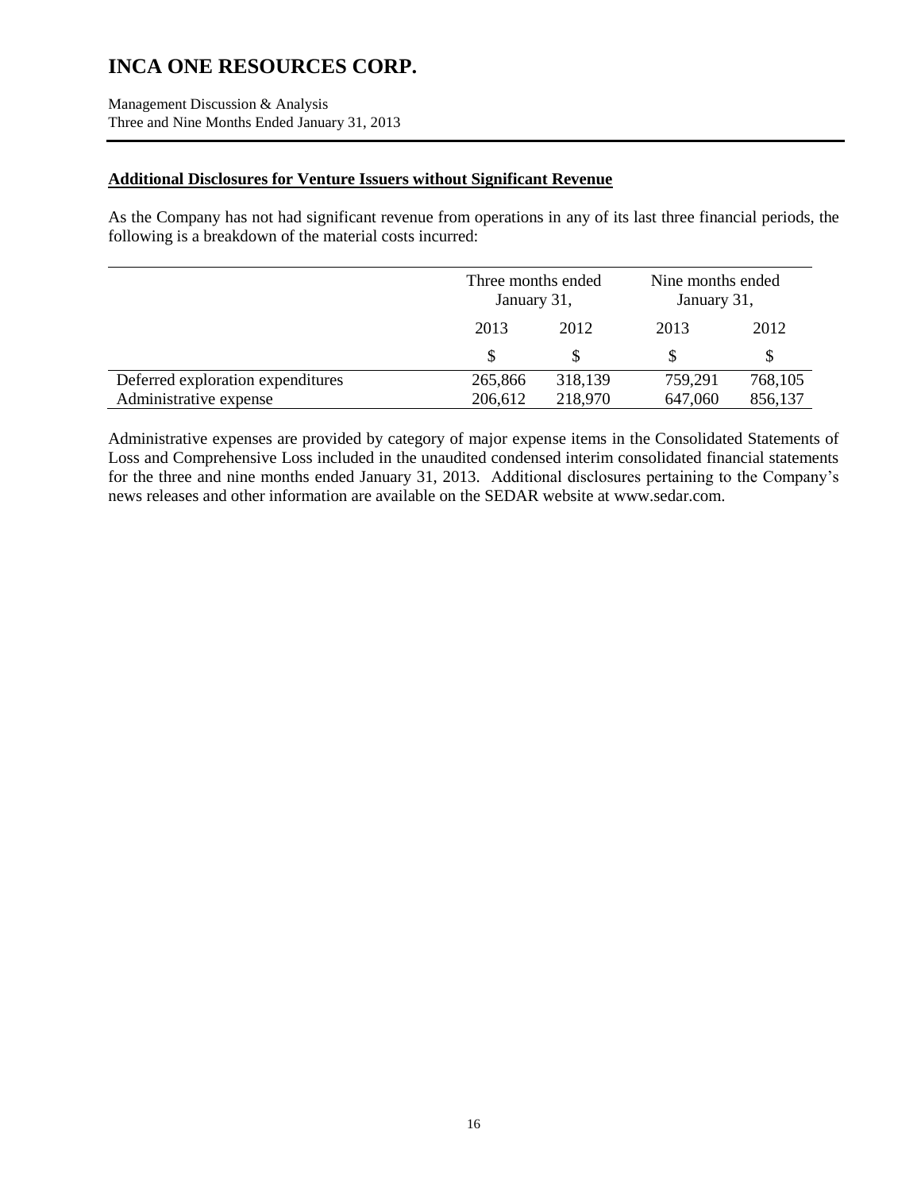## Additional Disclosures for Venture Issuers without Significant Revenue

As the Company has not had significant revenue from operations in any of its last three financial periods, the following is a breakdown of the material costs incurred:

| | Three months ended January 31, | | Nine months ended January 31, | |
|---|---|---|---|---|
| | 2013 | 2012 | 2013 | 2012 |
| | $ | $ | $ | $ |
| Deferred exploration expenditures | 265,866 | 318,139 | 759,291 | 768,105 |
| Administrative expense | 206,612 | 218,970 | 647,060 | 856,137 |

Administrative expenses are provided by category of major expense items in the Consolidated Statements of Loss and Comprehensive Loss included in the unaudited condensed interim consolidated financial statements for the three and nine months ended January 31, 2013. Additional disclosures pertaining to the Company's news releases and other information are available on the SEDAR website at www.sedar.com.